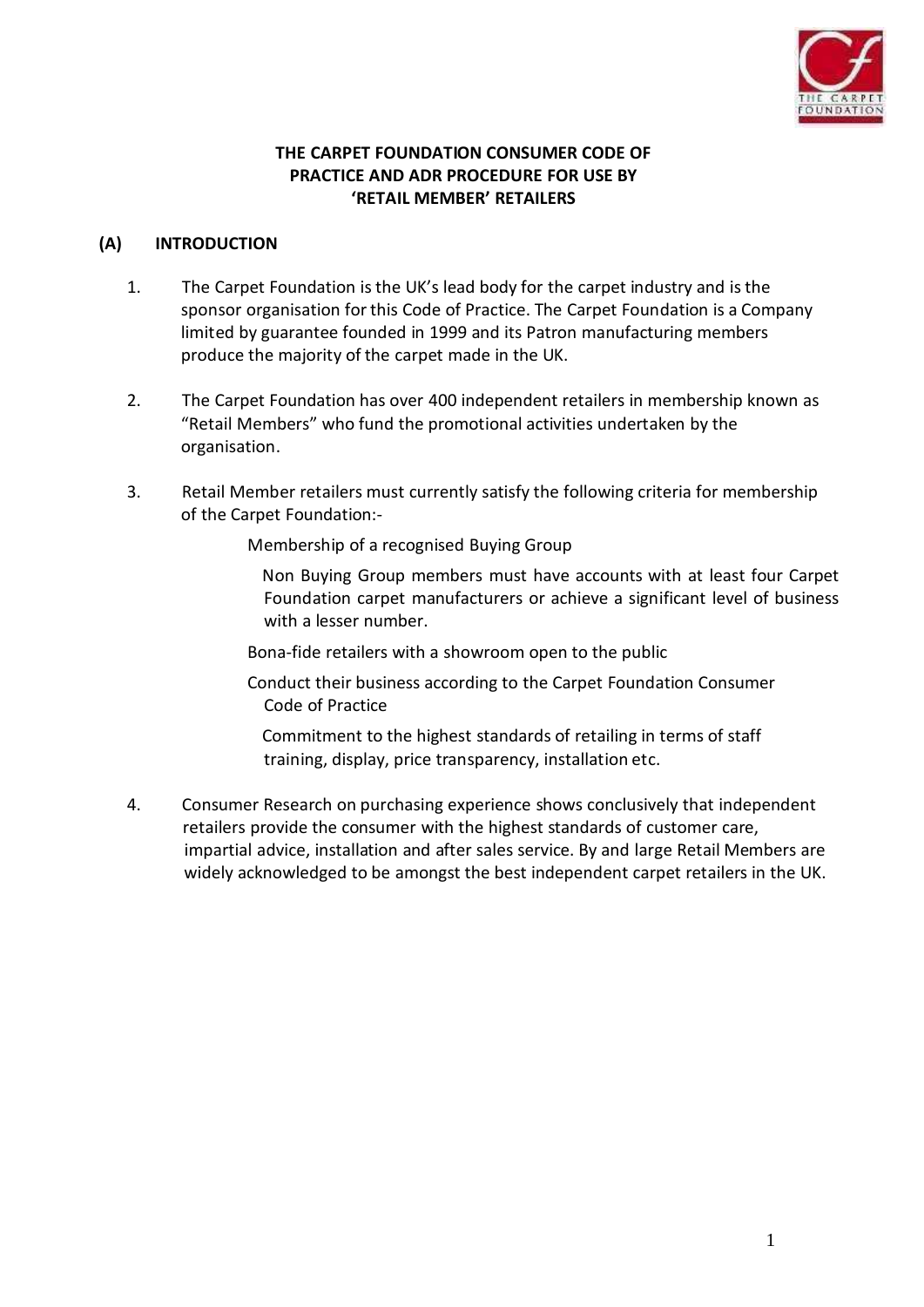# THE CARPET FOUNDATION CONSUMER CODE OF PRACTICE AND ADR PROCEDURE FOR USE BY 'RETAIL MEMBER' RETAILERS

## (A) INTRODUCTION

1. The Carpet Foundation is the UK's lead body for the carpet industry and is the sponsor organisation for this Code of Practice. The Carpet Foundation is a Company limited by guarantee founded in 1999 and its Patron manufacturing members produce the majority of the carpet made in the UK.

2. The Carpet Foundation has over 400 independent retailers in membership known as "Retail Members" who fund the promotional activities undertaken by the organisation.

3. Retail Member retailers must currently satisfy the following criteria for membership of the Carpet Foundation:-

   Membership of a recognised Buying Group

   Non Buying Group members must have accounts with at least four Carpet Foundation carpet manufacturers or achieve a significant level of business with a lesser number.

   Bona-fide retailers with a showroom open to the public

   Conduct their business according to the Carpet Foundation Consumer Code of Practice

   Commitment to the highest standards of retailing in terms of staff training, display, price transparency, installation etc.

4. Consumer Research on purchasing experience shows conclusively that independent retailers provide the consumer with the highest standards of customer care, impartial advice, installation and after sales service. By and large Retail Members are widely acknowledged to be amongst the best independent carpet retailers in the UK.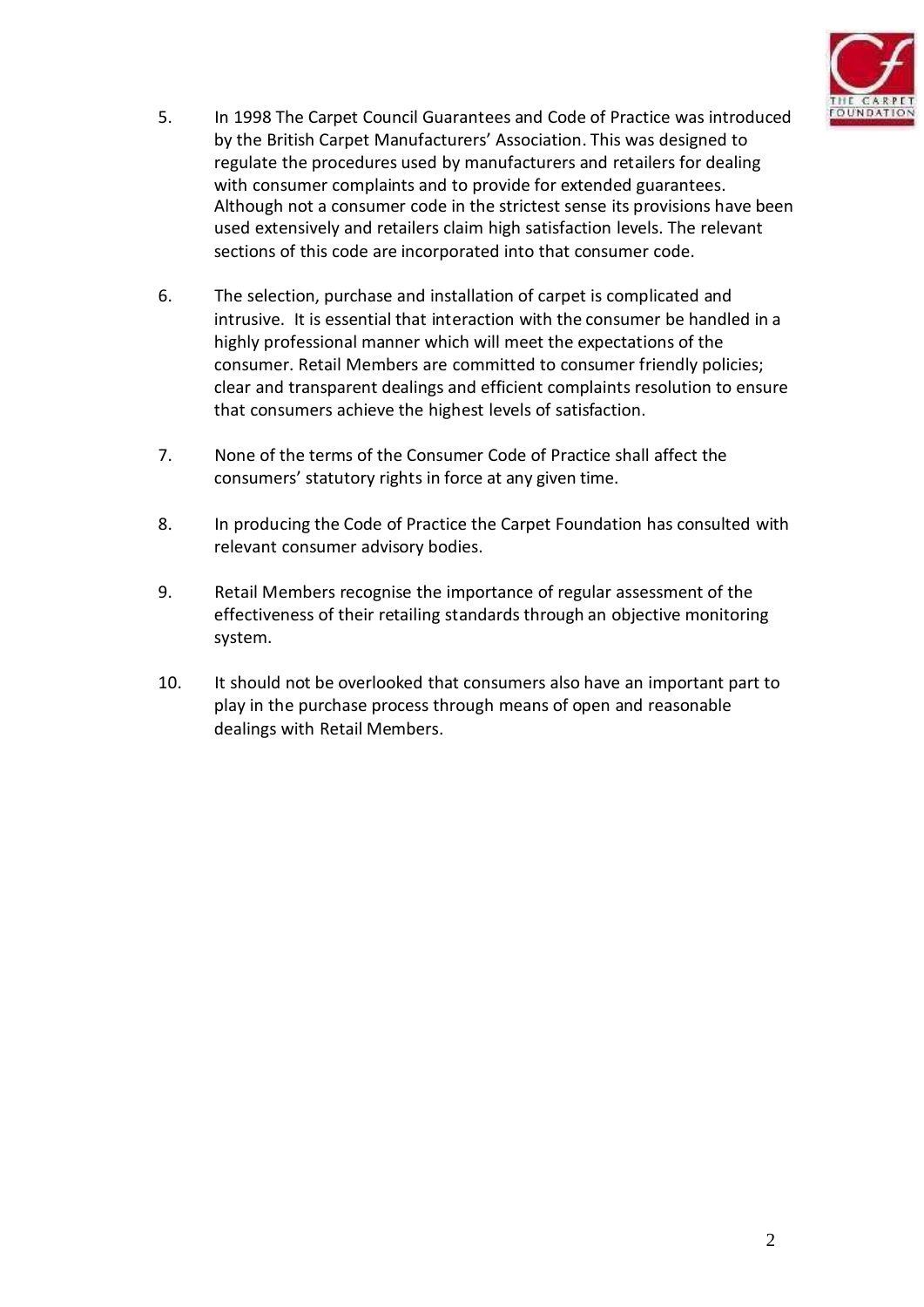5. In 1998 The Carpet Council Guarantees and Code of Practice was introduced by the British Carpet Manufacturers' Association. This was designed to regulate the procedures used by manufacturers and retailers for dealing with consumer complaints and to provide for extended guarantees. Although not a consumer code in the strictest sense its provisions have been used extensively and retailers claim high satisfaction levels. The relevant sections of this code are incorporated into that consumer code.

6. The selection, purchase and installation of carpet is complicated and intrusive. It is essential that interaction with the consumer be handled in a highly professional manner which will meet the expectations of the consumer. Retail Members are committed to consumer friendly policies; clear and transparent dealings and efficient complaints resolution to ensure that consumers achieve the highest levels of satisfaction.

7. None of the terms of the Consumer Code of Practice shall affect the consumers' statutory rights in force at any given time.

8. In producing the Code of Practice the Carpet Foundation has consulted with relevant consumer advisory bodies.

9. Retail Members recognise the importance of regular assessment of the effectiveness of their retailing standards through an objective monitoring system.

10. It should not be overlooked that consumers also have an important part to play in the purchase process through means of open and reasonable dealings with Retail Members.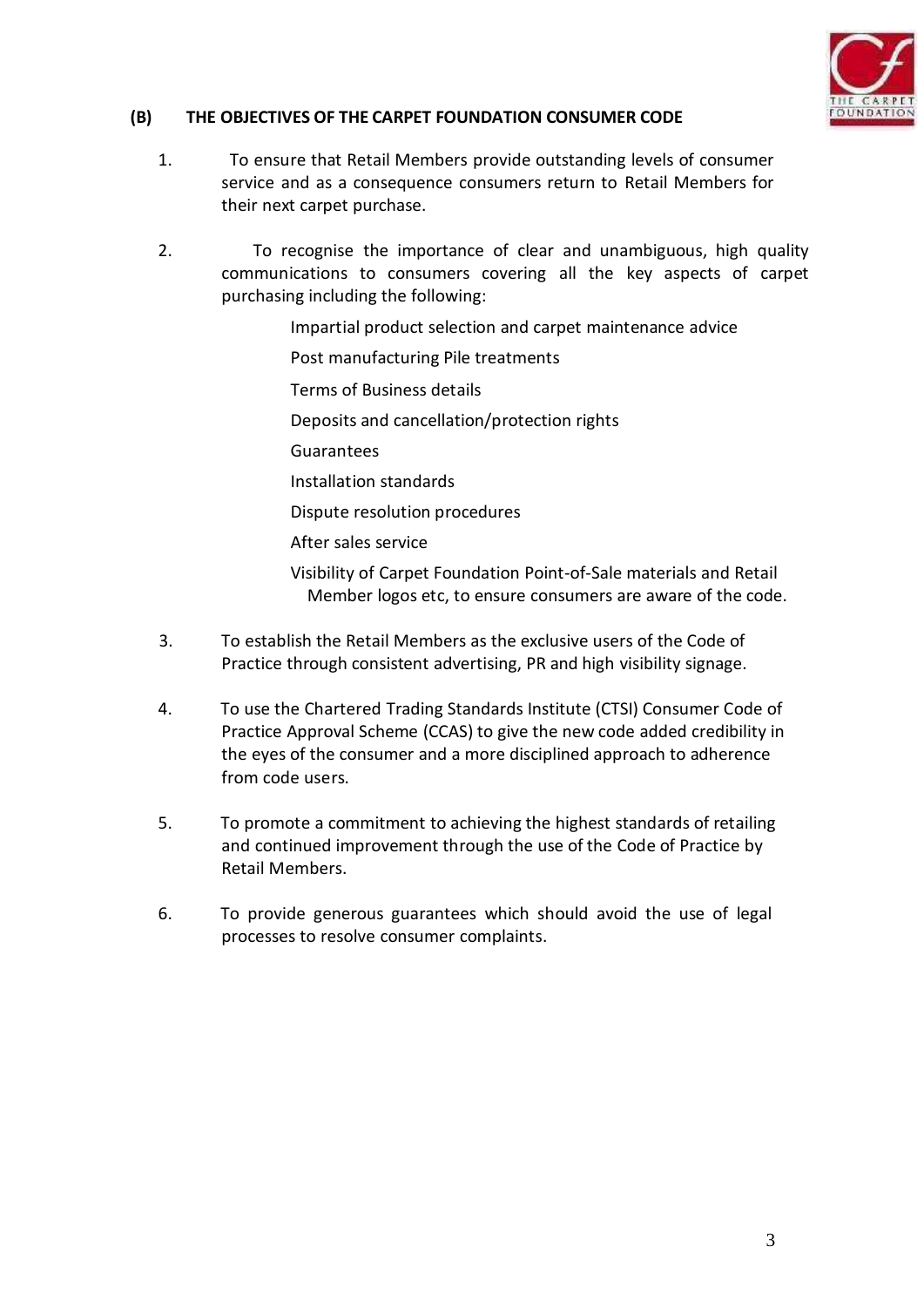## (B) THE OBJECTIVES OF THE CARPET FOUNDATION CONSUMER CODE

1. To ensure that Retail Members provide outstanding levels of consumer service and as a consequence consumers return to Retail Members for their next carpet purchase.

2. To recognise the importance of clear and unambiguous, high quality communications to consumers covering all the key aspects of carpet purchasing including the following:

   Impartial product selection and carpet maintenance advice

   Post manufacturing Pile treatments

   Terms of Business details

   Deposits and cancellation/protection rights

   Guarantees

   Installation standards

   Dispute resolution procedures

   After sales service

   Visibility of Carpet Foundation Point-of-Sale materials and Retail Member logos etc, to ensure consumers are aware of the code.

3. To establish the Retail Members as the exclusive users of the Code of Practice through consistent advertising, PR and high visibility signage.

4. To use the Chartered Trading Standards Institute (CTSI) Consumer Code of Practice Approval Scheme (CCAS) to give the new code added credibility in the eyes of the consumer and a more disciplined approach to adherence from code users.

5. To promote a commitment to achieving the highest standards of retailing and continued improvement through the use of the Code of Practice by Retail Members.

6. To provide generous guarantees which should avoid the use of legal processes to resolve consumer complaints.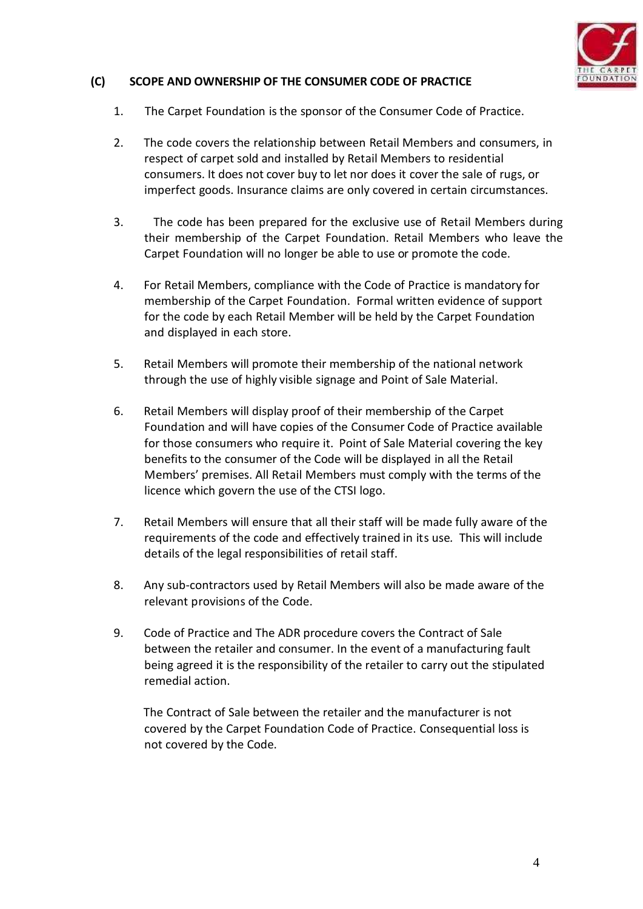## (C) SCOPE AND OWNERSHIP OF THE CONSUMER CODE OF PRACTICE

1. The Carpet Foundation is the sponsor of the Consumer Code of Practice.

2. The code covers the relationship between Retail Members and consumers, in respect of carpet sold and installed by Retail Members to residential consumers. It does not cover buy to let nor does it cover the sale of rugs, or imperfect goods. Insurance claims are only covered in certain circumstances.

3. The code has been prepared for the exclusive use of Retail Members during their membership of the Carpet Foundation. Retail Members who leave the Carpet Foundation will no longer be able to use or promote the code.

4. For Retail Members, compliance with the Code of Practice is mandatory for membership of the Carpet Foundation. Formal written evidence of support for the code by each Retail Member will be held by the Carpet Foundation and displayed in each store.

5. Retail Members will promote their membership of the national network through the use of highly visible signage and Point of Sale Material.

6. Retail Members will display proof of their membership of the Carpet Foundation and will have copies of the Consumer Code of Practice available for those consumers who require it. Point of Sale Material covering the key benefits to the consumer of the Code will be displayed in all the Retail Members' premises. All Retail Members must comply with the terms of the licence which govern the use of the CTSI logo.

7. Retail Members will ensure that all their staff will be made fully aware of the requirements of the code and effectively trained in its use. This will include details of the legal responsibilities of retail staff.

8. Any sub-contractors used by Retail Members will also be made aware of the relevant provisions of the Code.

9. Code of Practice and The ADR procedure covers the Contract of Sale between the retailer and consumer. In the event of a manufacturing fault being agreed it is the responsibility of the retailer to carry out the stipulated remedial action.

   The Contract of Sale between the retailer and the manufacturer is not covered by the Carpet Foundation Code of Practice. Consequential loss is not covered by the Code.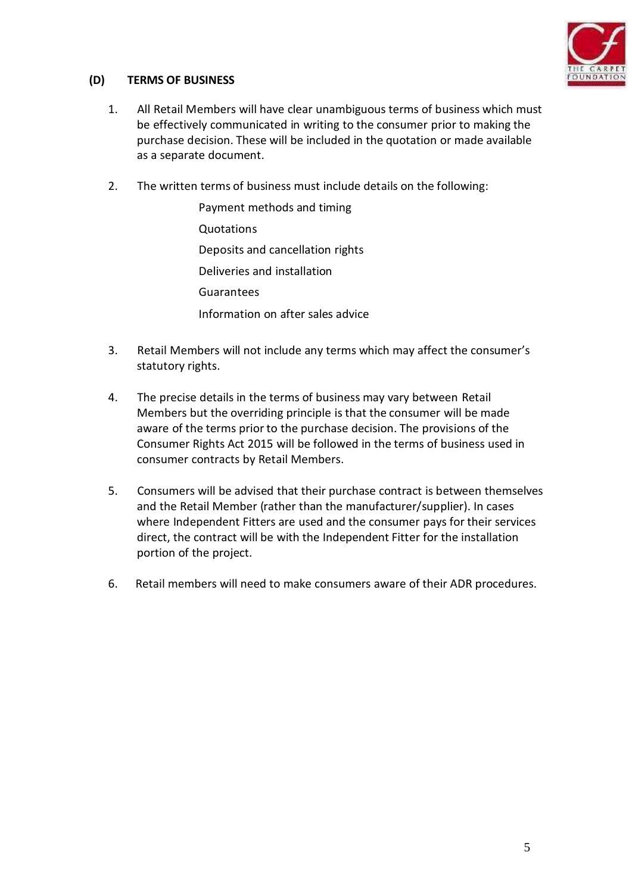## (D) TERMS OF BUSINESS

1. All Retail Members will have clear unambiguous terms of business which must be effectively communicated in writing to the consumer prior to making the purchase decision. These will be included in the quotation or made available as a separate document.

2. The written terms of business must include details on the following:

   - Payment methods and timing
   - Quotations
   - Deposits and cancellation rights
   - Deliveries and installation
   - Guarantees
   - Information on after sales advice

3. Retail Members will not include any terms which may affect the consumer's statutory rights.

4. The precise details in the terms of business may vary between Retail Members but the overriding principle is that the consumer will be made aware of the terms prior to the purchase decision. The provisions of the Consumer Rights Act 2015 will be followed in the terms of business used in consumer contracts by Retail Members.

5. Consumers will be advised that their purchase contract is between themselves and the Retail Member (rather than the manufacturer/supplier). In cases where Independent Fitters are used and the consumer pays for their services direct, the contract will be with the Independent Fitter for the installation portion of the project.

6. Retail members will need to make consumers aware of their ADR procedures.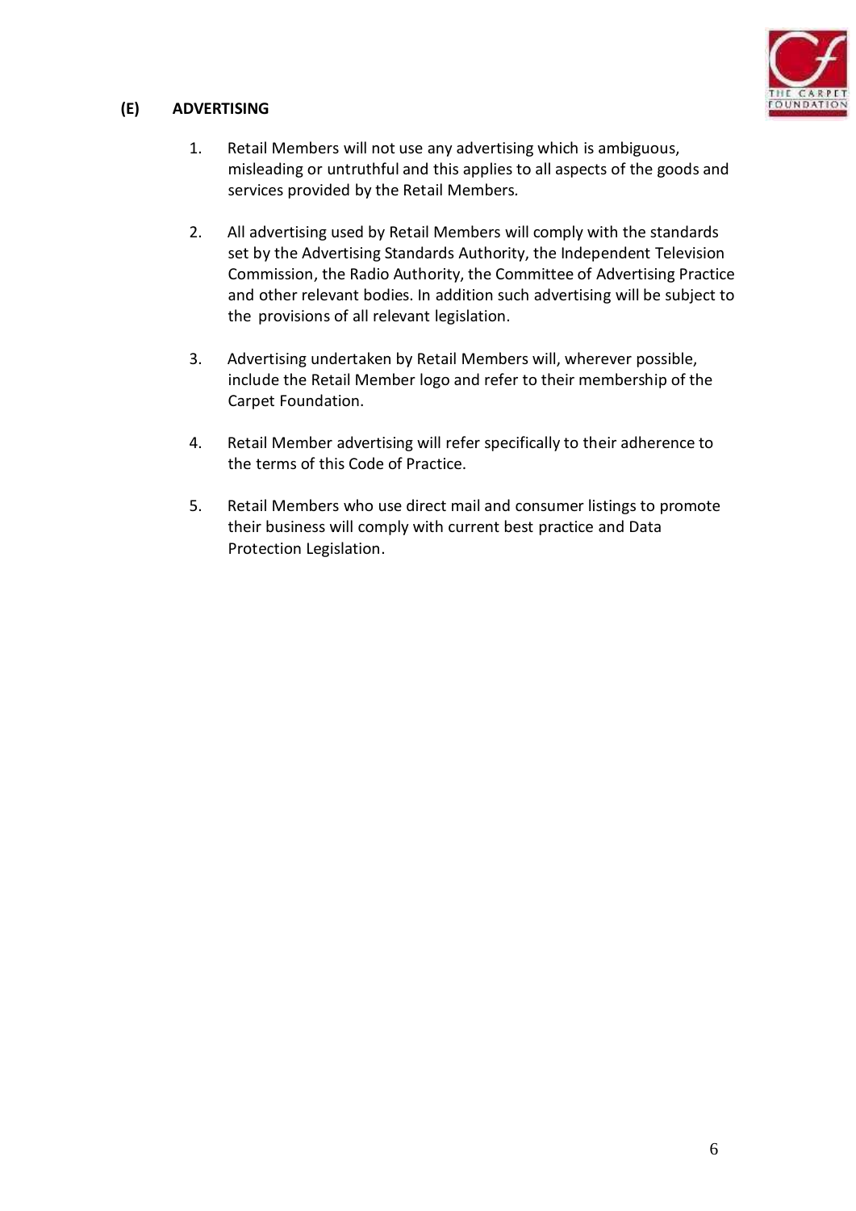### (E) ADVERTISING

1. Retail Members will not use any advertising which is ambiguous, misleading or untruthful and this applies to all aspects of the goods and services provided by the Retail Members.

2. All advertising used by Retail Members will comply with the standards set by the Advertising Standards Authority, the Independent Television Commission, the Radio Authority, the Committee of Advertising Practice and other relevant bodies. In addition such advertising will be subject to the provisions of all relevant legislation.

3. Advertising undertaken by Retail Members will, wherever possible, include the Retail Member logo and refer to their membership of the Carpet Foundation.

4. Retail Member advertising will refer specifically to their adherence to the terms of this Code of Practice.

5. Retail Members who use direct mail and consumer listings to promote their business will comply with current best practice and Data Protection Legislation.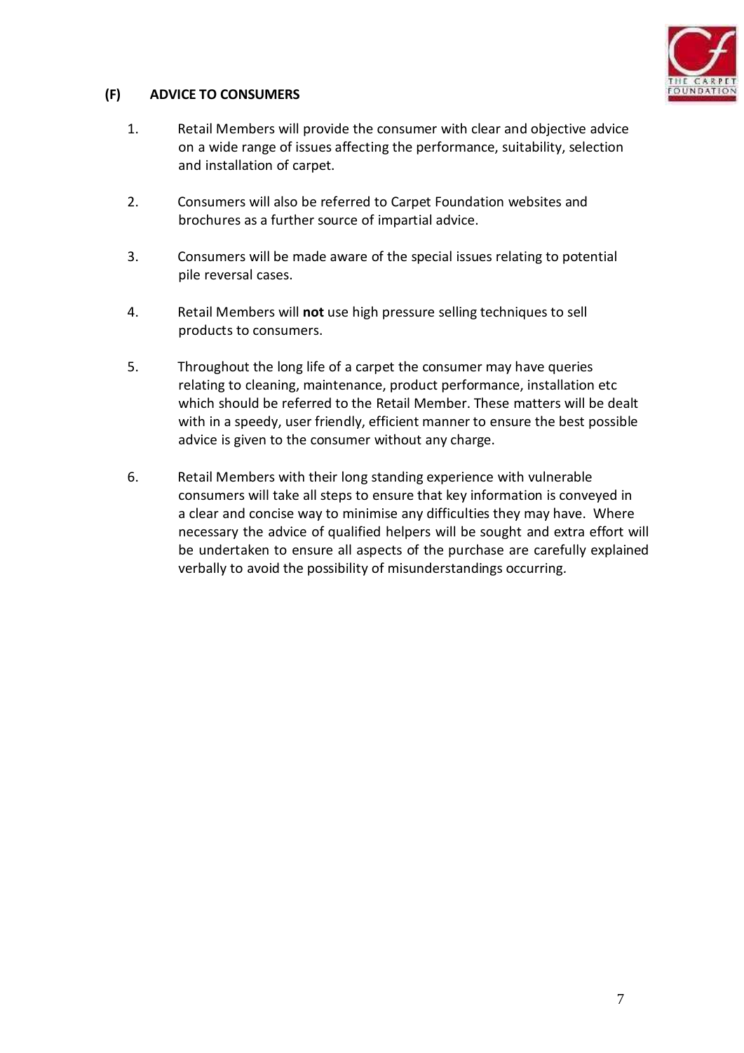## (F) ADVICE TO CONSUMERS

1. Retail Members will provide the consumer with clear and objective advice on a wide range of issues affecting the performance, suitability, selection and installation of carpet.

2. Consumers will also be referred to Carpet Foundation websites and brochures as a further source of impartial advice.

3. Consumers will be made aware of the special issues relating to potential pile reversal cases.

4. Retail Members will **not** use high pressure selling techniques to sell products to consumers.

5. Throughout the long life of a carpet the consumer may have queries relating to cleaning, maintenance, product performance, installation etc which should be referred to the Retail Member. These matters will be dealt with in a speedy, user friendly, efficient manner to ensure the best possible advice is given to the consumer without any charge.

6. Retail Members with their long standing experience with vulnerable consumers will take all steps to ensure that key information is conveyed in a clear and concise way to minimise any difficulties they may have. Where necessary the advice of qualified helpers will be sought and extra effort will be undertaken to ensure all aspects of the purchase are carefully explained verbally to avoid the possibility of misunderstandings occurring.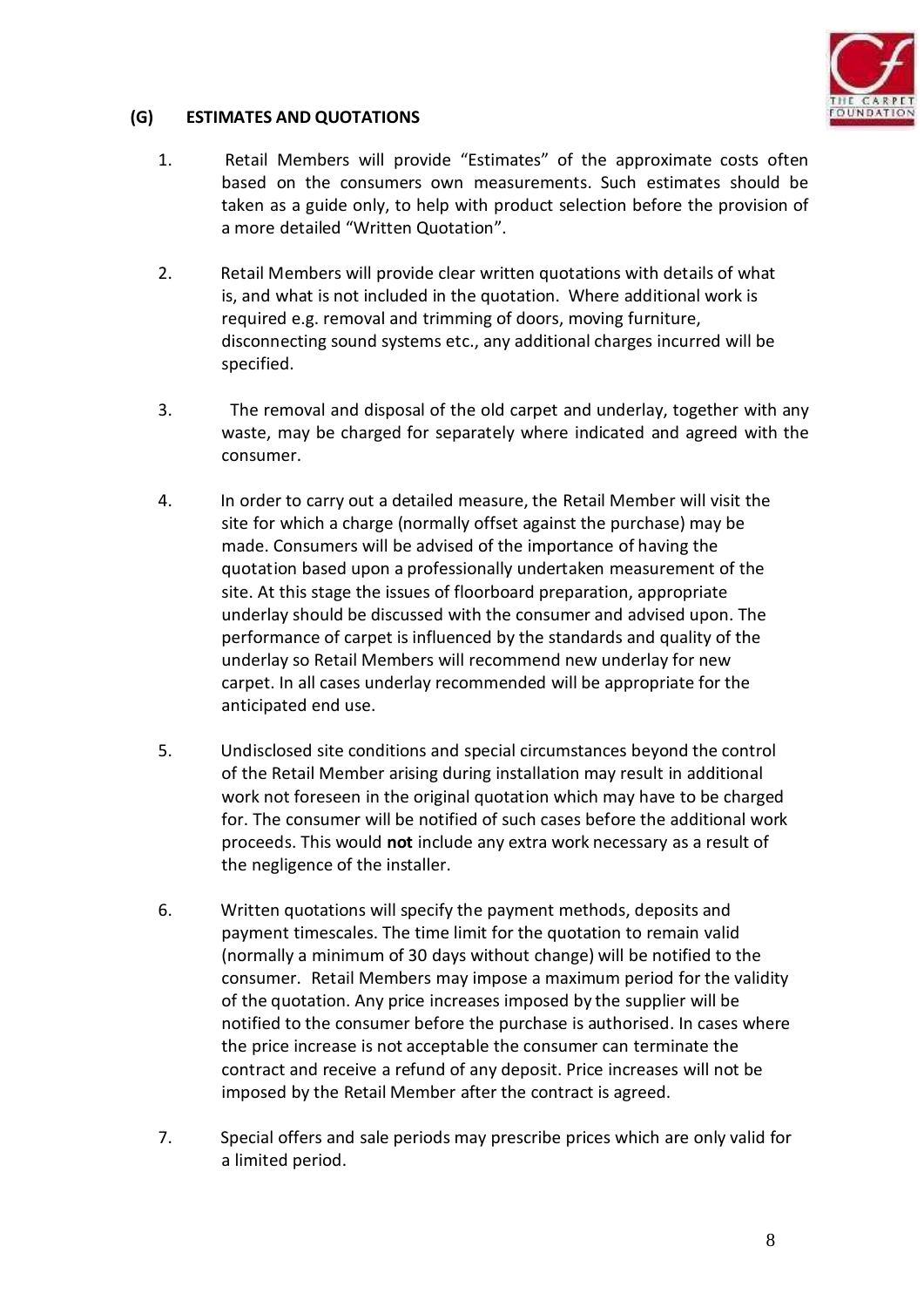## (G) ESTIMATES AND QUOTATIONS

1. Retail Members will provide “Estimates” of the approximate costs often based on the consumers own measurements. Such estimates should be taken as a guide only, to help with product selection before the provision of a more detailed “Written Quotation”.

2. Retail Members will provide clear written quotations with details of what is, and what is not included in the quotation. Where additional work is required e.g. removal and trimming of doors, moving furniture, disconnecting sound systems etc., any additional charges incurred will be specified.

3. The removal and disposal of the old carpet and underlay, together with any waste, may be charged for separately where indicated and agreed with the consumer.

4. In order to carry out a detailed measure, the Retail Member will visit the site for which a charge (normally offset against the purchase) may be made. Consumers will be advised of the importance of having the quotation based upon a professionally undertaken measurement of the site. At this stage the issues of floorboard preparation, appropriate underlay should be discussed with the consumer and advised upon. The performance of carpet is influenced by the standards and quality of the underlay so Retail Members will recommend new underlay for new carpet. In all cases underlay recommended will be appropriate for the anticipated end use.

5. Undisclosed site conditions and special circumstances beyond the control of the Retail Member arising during installation may result in additional work not foreseen in the original quotation which may have to be charged for. The consumer will be notified of such cases before the additional work proceeds. This would **not** include any extra work necessary as a result of the negligence of the installer.

6. Written quotations will specify the payment methods, deposits and payment timescales. The time limit for the quotation to remain valid (normally a minimum of 30 days without change) will be notified to the consumer. Retail Members may impose a maximum period for the validity of the quotation. Any price increases imposed by the supplier will be notified to the consumer before the purchase is authorised. In cases where the price increase is not acceptable the consumer can terminate the contract and receive a refund of any deposit. Price increases will not be imposed by the Retail Member after the contract is agreed.

7. Special offers and sale periods may prescribe prices which are only valid for a limited period.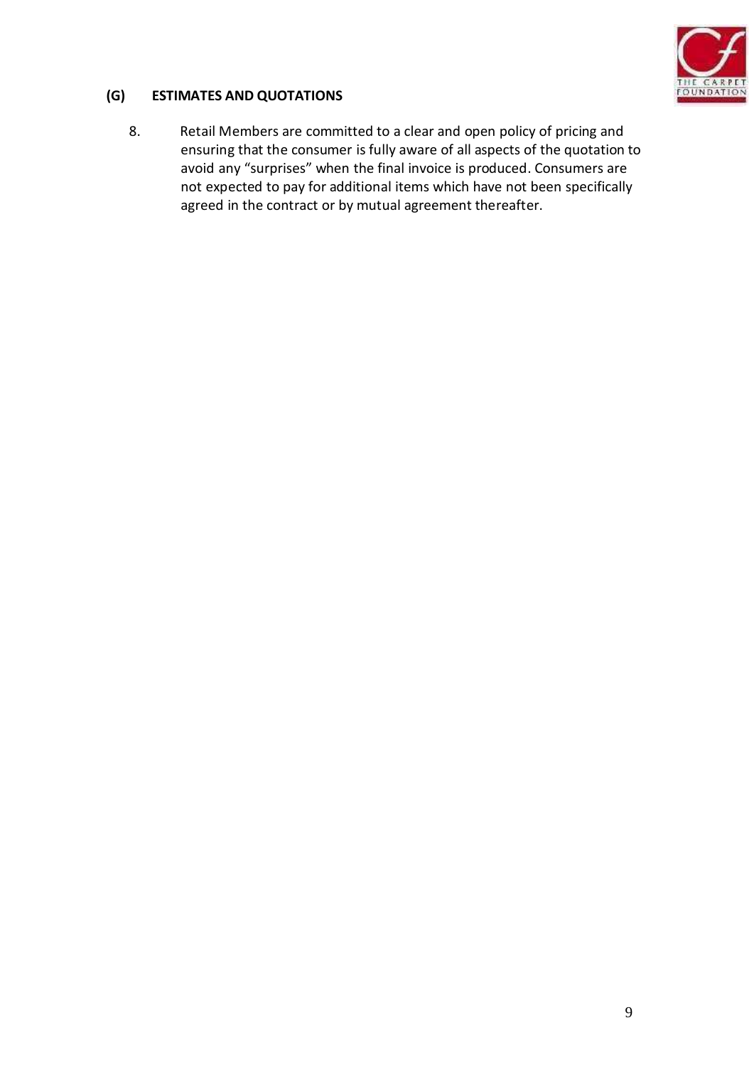### (G) ESTIMATES AND QUOTATIONS

8. Retail Members are committed to a clear and open policy of pricing and ensuring that the consumer is fully aware of all aspects of the quotation to avoid any "surprises" when the final invoice is produced. Consumers are not expected to pay for additional items which have not been specifically agreed in the contract or by mutual agreement thereafter.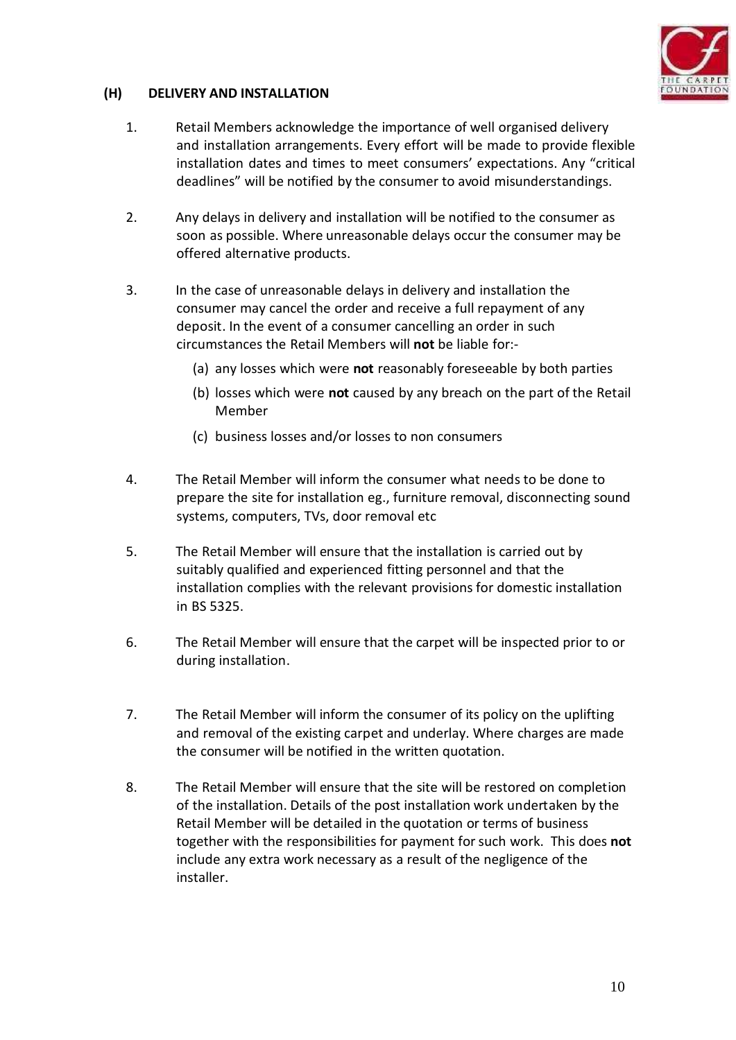## (H) DELIVERY AND INSTALLATION

1. Retail Members acknowledge the importance of well organised delivery and installation arrangements. Every effort will be made to provide flexible installation dates and times to meet consumers' expectations. Any "critical deadlines" will be notified by the consumer to avoid misunderstandings.

2. Any delays in delivery and installation will be notified to the consumer as soon as possible. Where unreasonable delays occur the consumer may be offered alternative products.

3. In the case of unreasonable delays in delivery and installation the consumer may cancel the order and receive a full repayment of any deposit. In the event of a consumer cancelling an order in such circumstances the Retail Members will **not** be liable for:-

   (a) any losses which were **not** reasonably foreseeable by both parties

   (b) losses which were **not** caused by any breach on the part of the Retail Member

   (c) business losses and/or losses to non consumers

4. The Retail Member will inform the consumer what needs to be done to prepare the site for installation eg., furniture removal, disconnecting sound systems, computers, TVs, door removal etc

5. The Retail Member will ensure that the installation is carried out by suitably qualified and experienced fitting personnel and that the installation complies with the relevant provisions for domestic installation in BS 5325.

6. The Retail Member will ensure that the carpet will be inspected prior to or during installation.

7. The Retail Member will inform the consumer of its policy on the uplifting and removal of the existing carpet and underlay. Where charges are made the consumer will be notified in the written quotation.

8. The Retail Member will ensure that the site will be restored on completion of the installation. Details of the post installation work undertaken by the Retail Member will be detailed in the quotation or terms of business together with the responsibilities for payment for such work. This does **not** include any extra work necessary as a result of the negligence of the installer.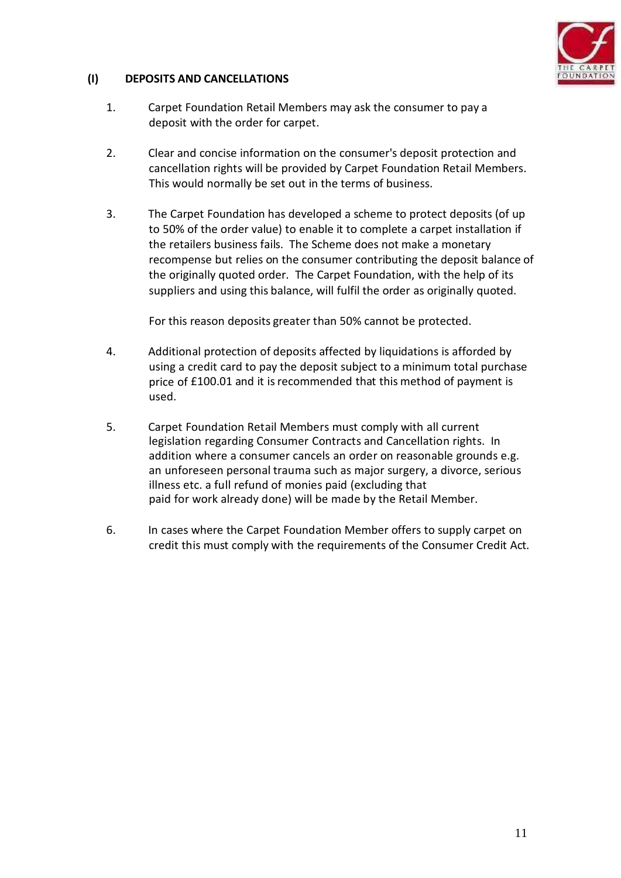## (I) DEPOSITS AND CANCELLATIONS

1. Carpet Foundation Retail Members may ask the consumer to pay a deposit with the order for carpet.

2. Clear and concise information on the consumer's deposit protection and cancellation rights will be provided by Carpet Foundation Retail Members. This would normally be set out in the terms of business.

3. The Carpet Foundation has developed a scheme to protect deposits (of up to 50% of the order value) to enable it to complete a carpet installation if the retailers business fails. The Scheme does not make a monetary recompense but relies on the consumer contributing the deposit balance of the originally quoted order. The Carpet Foundation, with the help of its suppliers and using this balance, will fulfil the order as originally quoted.

   For this reason deposits greater than 50% cannot be protected.

4. Additional protection of deposits affected by liquidations is afforded by using a credit card to pay the deposit subject to a minimum total purchase price of £100.01 and it is recommended that this method of payment is used.

5. Carpet Foundation Retail Members must comply with all current legislation regarding Consumer Contracts and Cancellation rights. In addition where a consumer cancels an order on reasonable grounds e.g. an unforeseen personal trauma such as major surgery, a divorce, serious illness etc. a full refund of monies paid (excluding that paid for work already done) will be made by the Retail Member.

6. In cases where the Carpet Foundation Member offers to supply carpet on credit this must comply with the requirements of the Consumer Credit Act.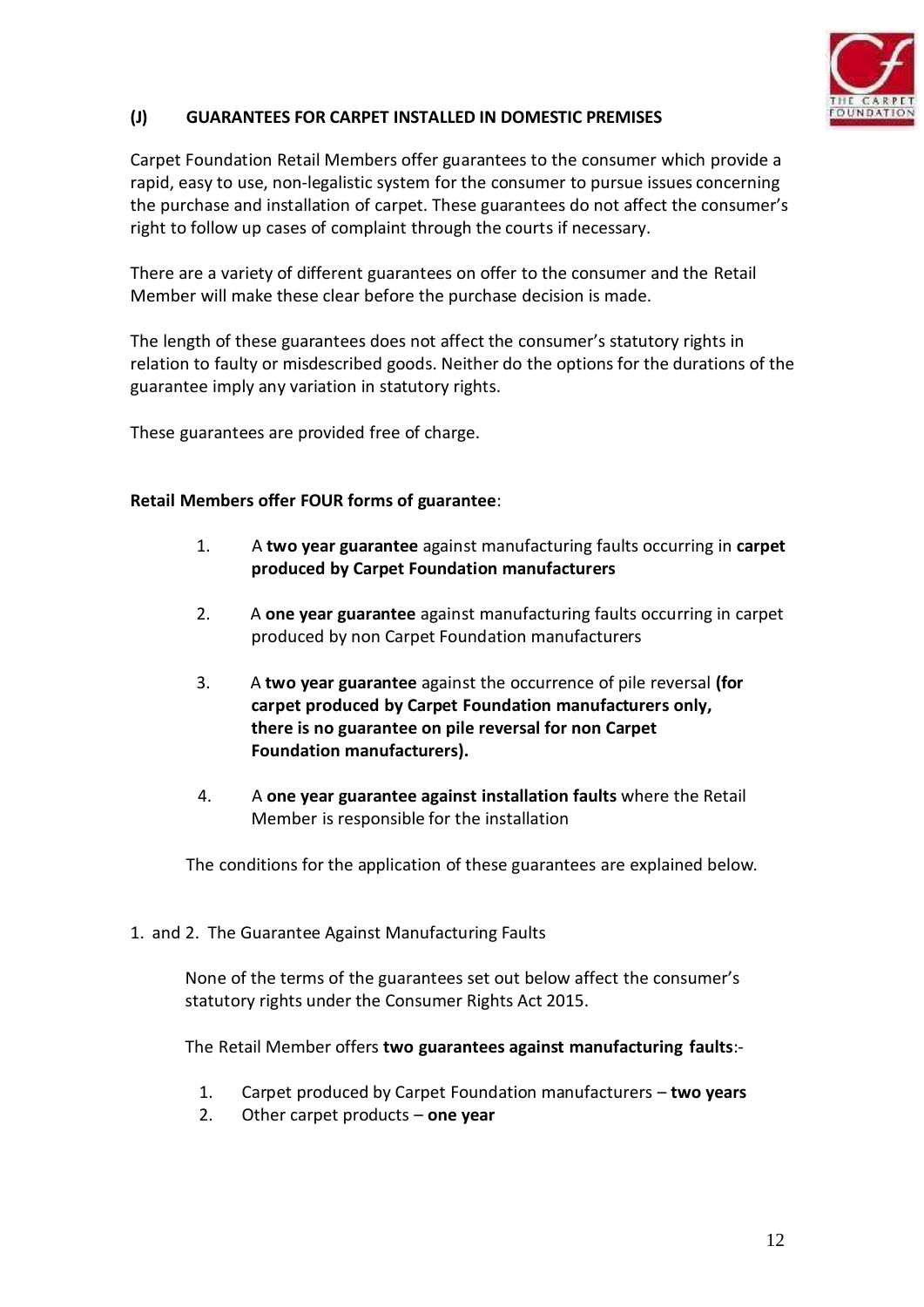## (J) GUARANTEES FOR CARPET INSTALLED IN DOMESTIC PREMISES

Carpet Foundation Retail Members offer guarantees to the consumer which provide a rapid, easy to use, non-legalistic system for the consumer to pursue issues concerning the purchase and installation of carpet. These guarantees do not affect the consumer's right to follow up cases of complaint through the courts if necessary.

There are a variety of different guarantees on offer to the consumer and the Retail Member will make these clear before the purchase decision is made.

The length of these guarantees does not affect the consumer's statutory rights in relation to faulty or misdescribed goods. Neither do the options for the durations of the guarantee imply any variation in statutory rights.

These guarantees are provided free of charge.

**Retail Members offer FOUR forms of guarantee**:

1. A **two year guarantee** against manufacturing faults occurring in **carpet produced by Carpet Foundation manufacturers**

2. A **one year guarantee** against manufacturing faults occurring in carpet produced by non Carpet Foundation manufacturers

3. A **two year guarantee** against the occurrence of pile reversal **(for carpet produced by Carpet Foundation manufacturers only, there is no guarantee on pile reversal for non Carpet Foundation manufacturers).**

4. A **one year guarantee against installation faults** where the Retail Member is responsible for the installation

The conditions for the application of these guarantees are explained below.

1. and 2. The Guarantee Against Manufacturing Faults

None of the terms of the guarantees set out below affect the consumer's statutory rights under the Consumer Rights Act 2015.

The Retail Member offers **two guarantees against manufacturing faults**:-

1. Carpet produced by Carpet Foundation manufacturers – **two years**
2. Other carpet products – **one year**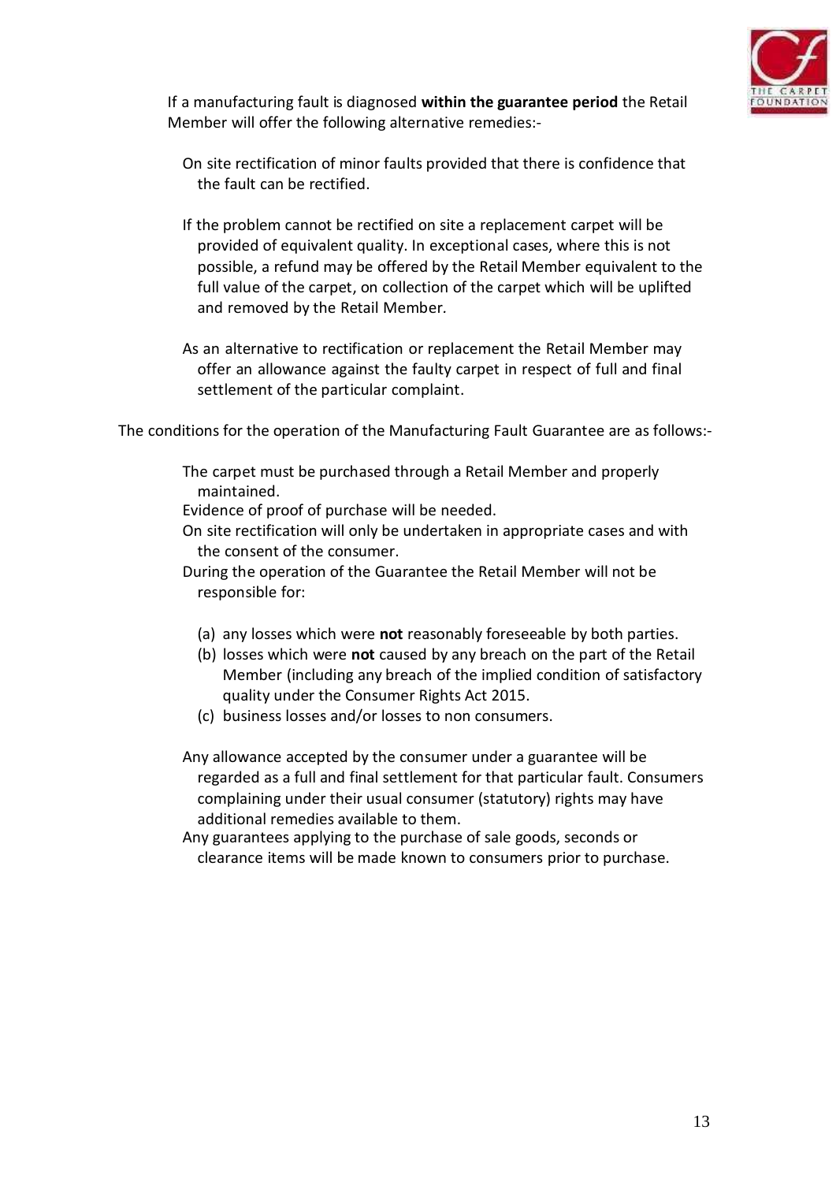If a manufacturing fault is diagnosed **within the guarantee period** the Retail Member will offer the following alternative remedies:-

- On site rectification of minor faults provided that there is confidence that the fault can be rectified.

- If the problem cannot be rectified on site a replacement carpet will be provided of equivalent quality. In exceptional cases, where this is not possible, a refund may be offered by the Retail Member equivalent to the full value of the carpet, on collection of the carpet which will be uplifted and removed by the Retail Member.

- As an alternative to rectification or replacement the Retail Member may offer an allowance against the faulty carpet in respect of full and final settlement of the particular complaint.

The conditions for the operation of the Manufacturing Fault Guarantee are as follows:-

- The carpet must be purchased through a Retail Member and properly maintained.
- Evidence of proof of purchase will be needed.
- On site rectification will only be undertaken in appropriate cases and with the consent of the consumer.
- During the operation of the Guarantee the Retail Member will not be responsible for:

  (a) any losses which were **not** reasonably foreseeable by both parties.
  (b) losses which were **not** caused by any breach on the part of the Retail Member (including any breach of the implied condition of satisfactory quality under the Consumer Rights Act 2015.
  (c) business losses and/or losses to non consumers.

- Any allowance accepted by the consumer under a guarantee will be regarded as a full and final settlement for that particular fault. Consumers complaining under their usual consumer (statutory) rights may have additional remedies available to them.
- Any guarantees applying to the purchase of sale goods, seconds or clearance items will be made known to consumers prior to purchase.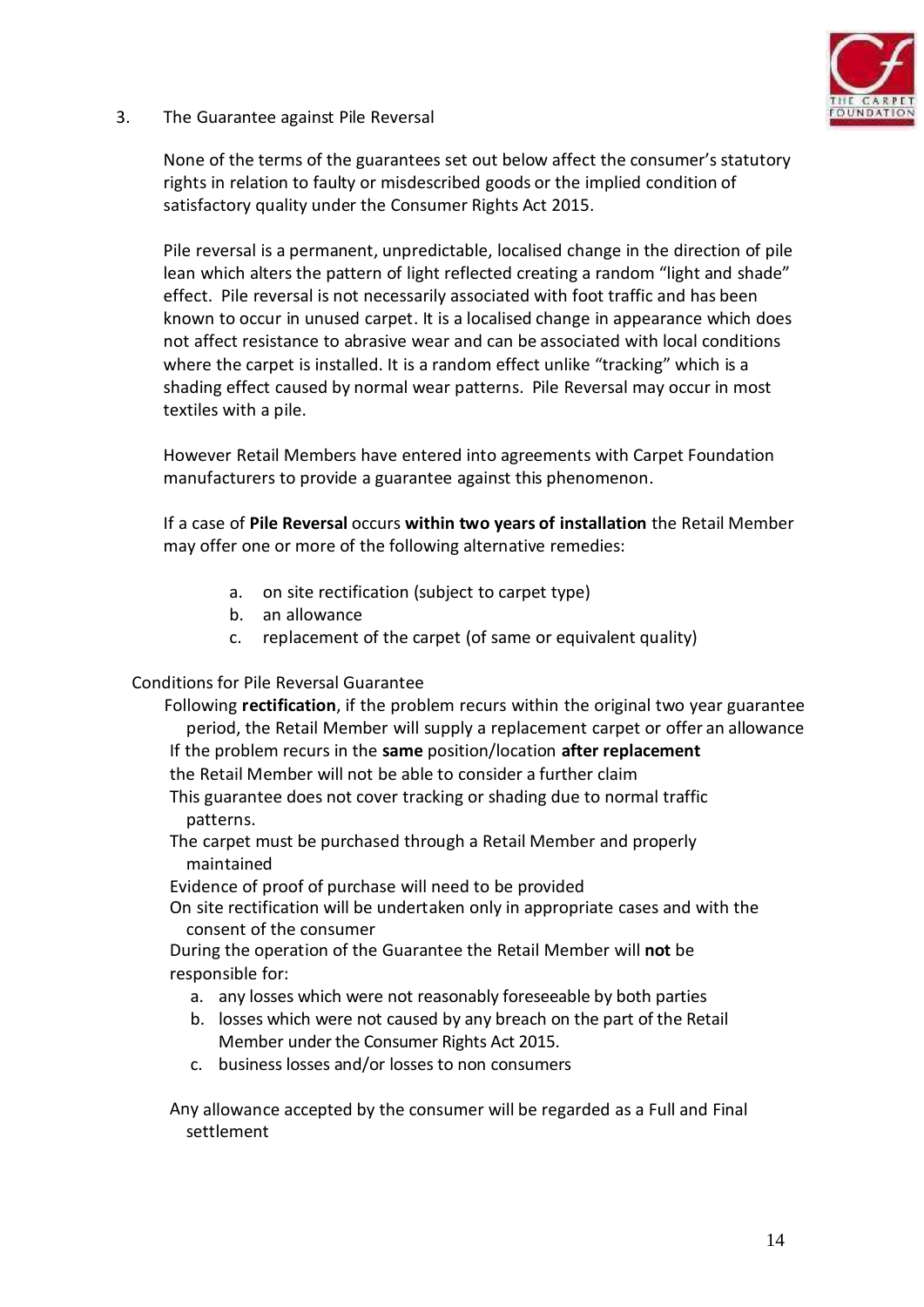## 3. The Guarantee against Pile Reversal

None of the terms of the guarantees set out below affect the consumer's statutory rights in relation to faulty or misdescribed goods or the implied condition of satisfactory quality under the Consumer Rights Act 2015.

Pile reversal is a permanent, unpredictable, localised change in the direction of pile lean which alters the pattern of light reflected creating a random "light and shade" effect. Pile reversal is not necessarily associated with foot traffic and has been known to occur in unused carpet. It is a localised change in appearance which does not affect resistance to abrasive wear and can be associated with local conditions where the carpet is installed. It is a random effect unlike "tracking" which is a shading effect caused by normal wear patterns. Pile Reversal may occur in most textiles with a pile.

However Retail Members have entered into agreements with Carpet Foundation manufacturers to provide a guarantee against this phenomenon.

If a case of **Pile Reversal** occurs **within two years of installation** the Retail Member may offer one or more of the following alternative remedies:

a. on site rectification (subject to carpet type)
b. an allowance
c. replacement of the carpet (of same or equivalent quality)

Conditions for Pile Reversal Guarantee

Following **rectification**, if the problem recurs within the original two year guarantee period, the Retail Member will supply a replacement carpet or offer an allowance

If the problem recurs in the **same** position/location **after replacement** the Retail Member will not be able to consider a further claim

This guarantee does not cover tracking or shading due to normal traffic patterns.

The carpet must be purchased through a Retail Member and properly maintained

Evidence of proof of purchase will need to be provided

On site rectification will be undertaken only in appropriate cases and with the consent of the consumer

During the operation of the Guarantee the Retail Member will **not** be responsible for:

a. any losses which were not reasonably foreseeable by both parties
b. losses which were not caused by any breach on the part of the Retail Member under the Consumer Rights Act 2015.
c. business losses and/or losses to non consumers

Any allowance accepted by the consumer will be regarded as a Full and Final settlement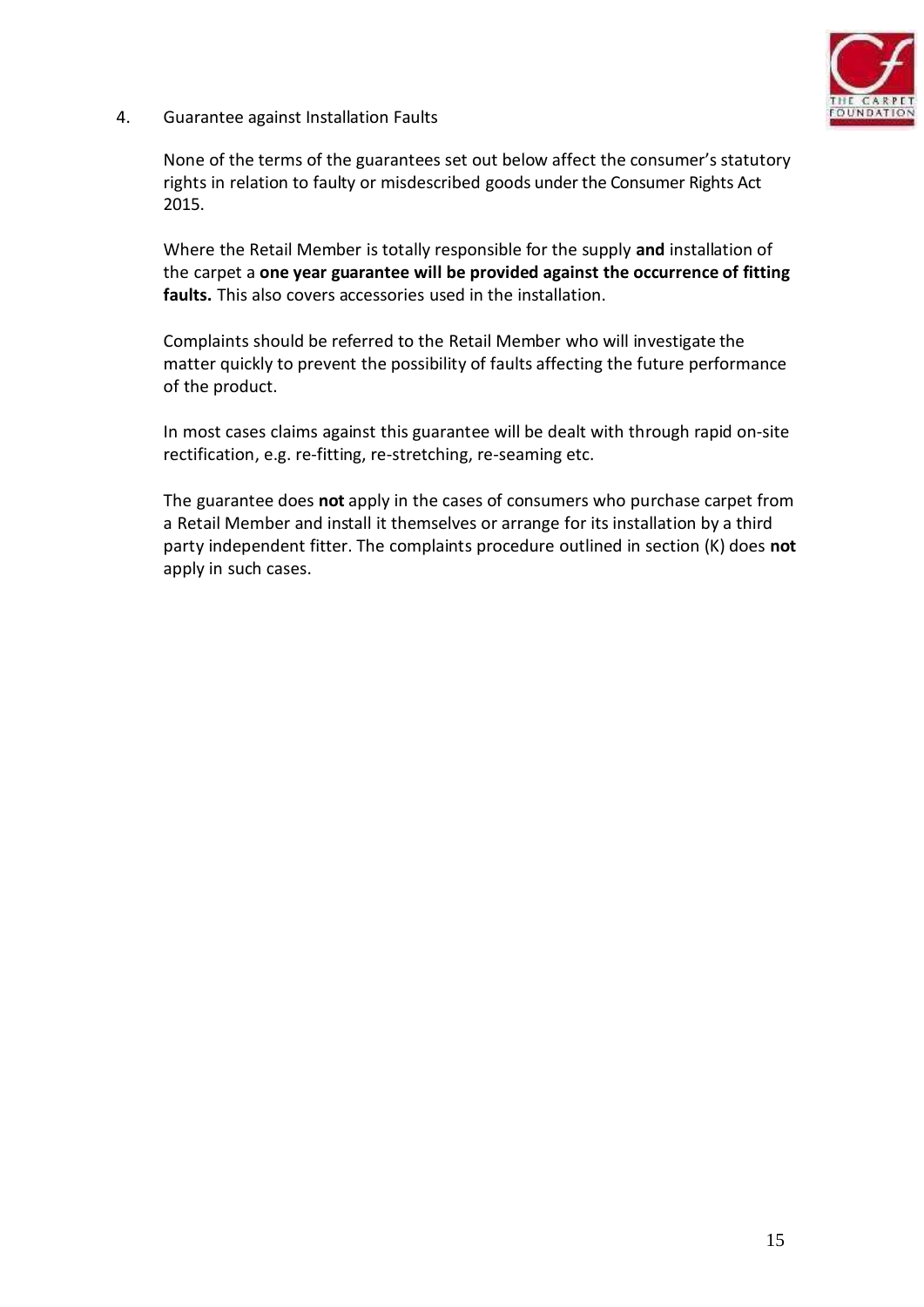4. Guarantee against Installation Faults

None of the terms of the guarantees set out below affect the consumer's statutory rights in relation to faulty or misdescribed goods under the Consumer Rights Act 2015.

Where the Retail Member is totally responsible for the supply **and** installation of the carpet a **one year guarantee will be provided against the occurrence of fitting faults.** This also covers accessories used in the installation.

Complaints should be referred to the Retail Member who will investigate the matter quickly to prevent the possibility of faults affecting the future performance of the product.

In most cases claims against this guarantee will be dealt with through rapid on-site rectification, e.g. re-fitting, re-stretching, re-seaming etc.

The guarantee does **not** apply in the cases of consumers who purchase carpet from a Retail Member and install it themselves or arrange for its installation by a third party independent fitter. The complaints procedure outlined in section (K) does **not** apply in such cases.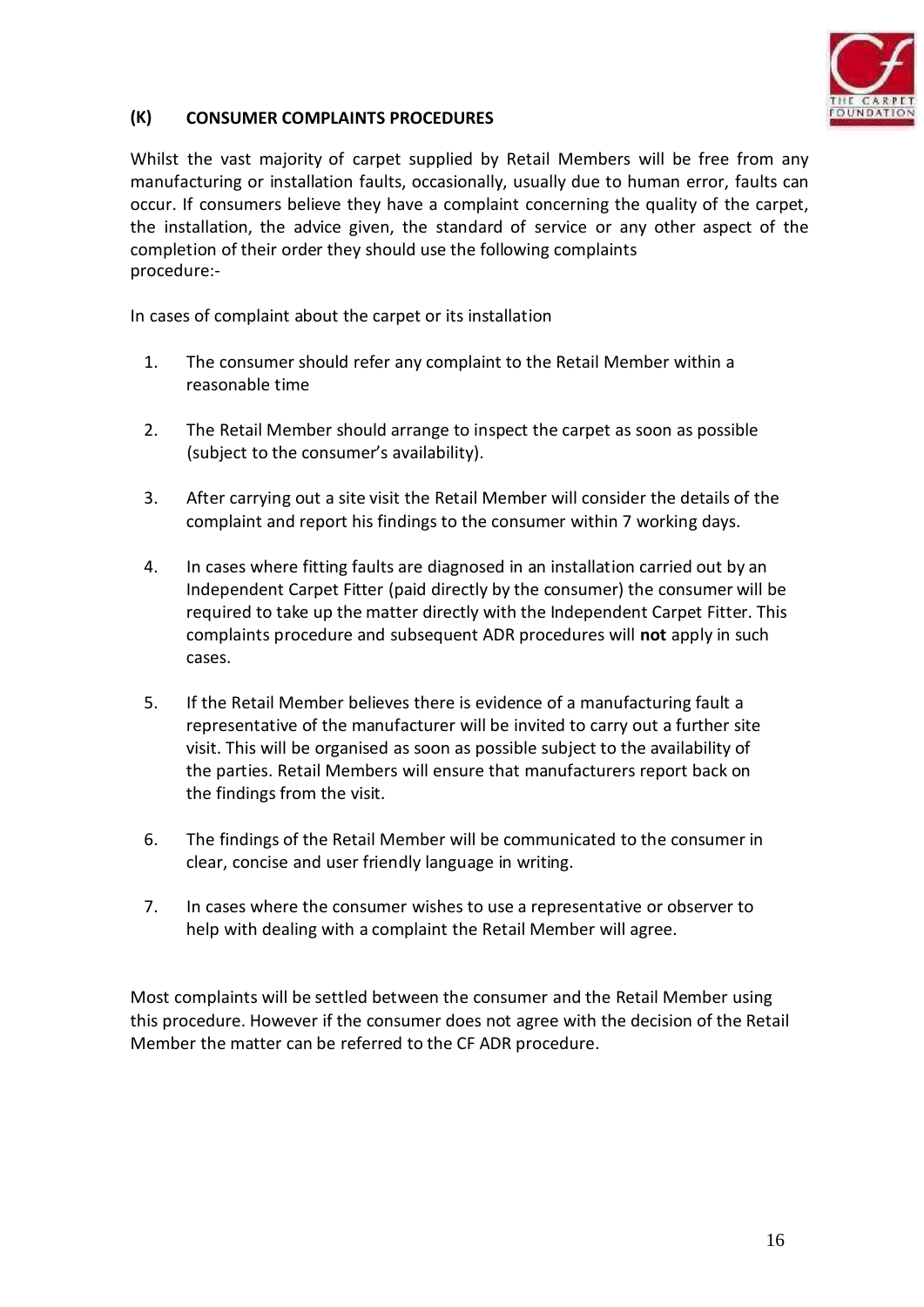## (K) CONSUMER COMPLAINTS PROCEDURES

Whilst the vast majority of carpet supplied by Retail Members will be free from any manufacturing or installation faults, occasionally, usually due to human error, faults can occur. If consumers believe they have a complaint concerning the quality of the carpet, the installation, the advice given, the standard of service or any other aspect of the completion of their order they should use the following complaints procedure:-

In cases of complaint about the carpet or its installation

1. The consumer should refer any complaint to the Retail Member within a reasonable time
2. The Retail Member should arrange to inspect the carpet as soon as possible (subject to the consumer's availability).
3. After carrying out a site visit the Retail Member will consider the details of the complaint and report his findings to the consumer within 7 working days.
4. In cases where fitting faults are diagnosed in an installation carried out by an Independent Carpet Fitter (paid directly by the consumer) the consumer will be required to take up the matter directly with the Independent Carpet Fitter. This complaints procedure and subsequent ADR procedures will **not** apply in such cases.
5. If the Retail Member believes there is evidence of a manufacturing fault a representative of the manufacturer will be invited to carry out a further site visit. This will be organised as soon as possible subject to the availability of the parties. Retail Members will ensure that manufacturers report back on the findings from the visit.
6. The findings of the Retail Member will be communicated to the consumer in clear, concise and user friendly language in writing.
7. In cases where the consumer wishes to use a representative or observer to help with dealing with a complaint the Retail Member will agree.

Most complaints will be settled between the consumer and the Retail Member using this procedure. However if the consumer does not agree with the decision of the Retail Member the matter can be referred to the CF ADR procedure.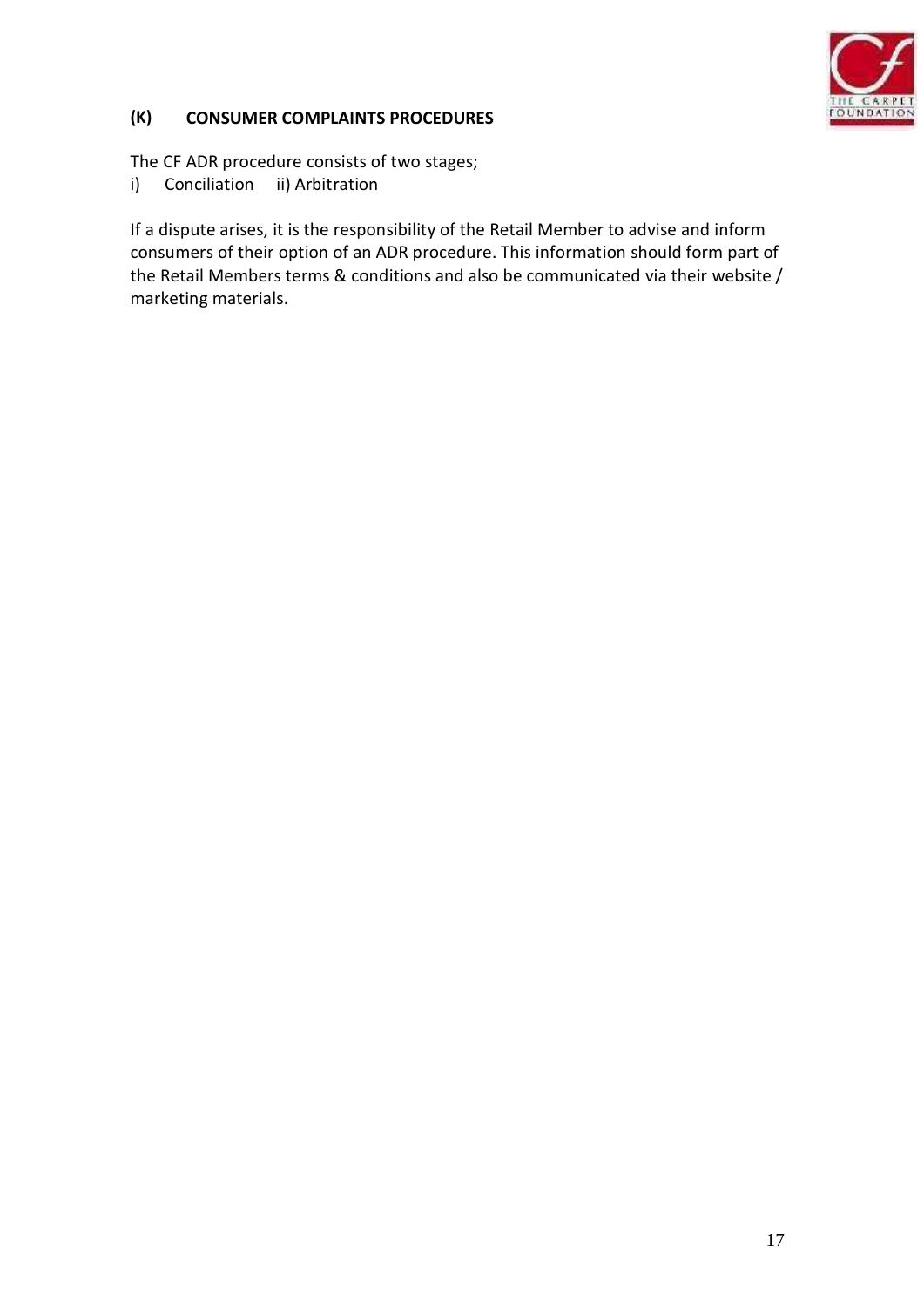## (K) CONSUMER COMPLAINTS PROCEDURES

The CF ADR procedure consists of two stages;
i) Conciliation ii) Arbitration

If a dispute arises, it is the responsibility of the Retail Member to advise and inform consumers of their option of an ADR procedure. This information should form part of the Retail Members terms & conditions and also be communicated via their website / marketing materials.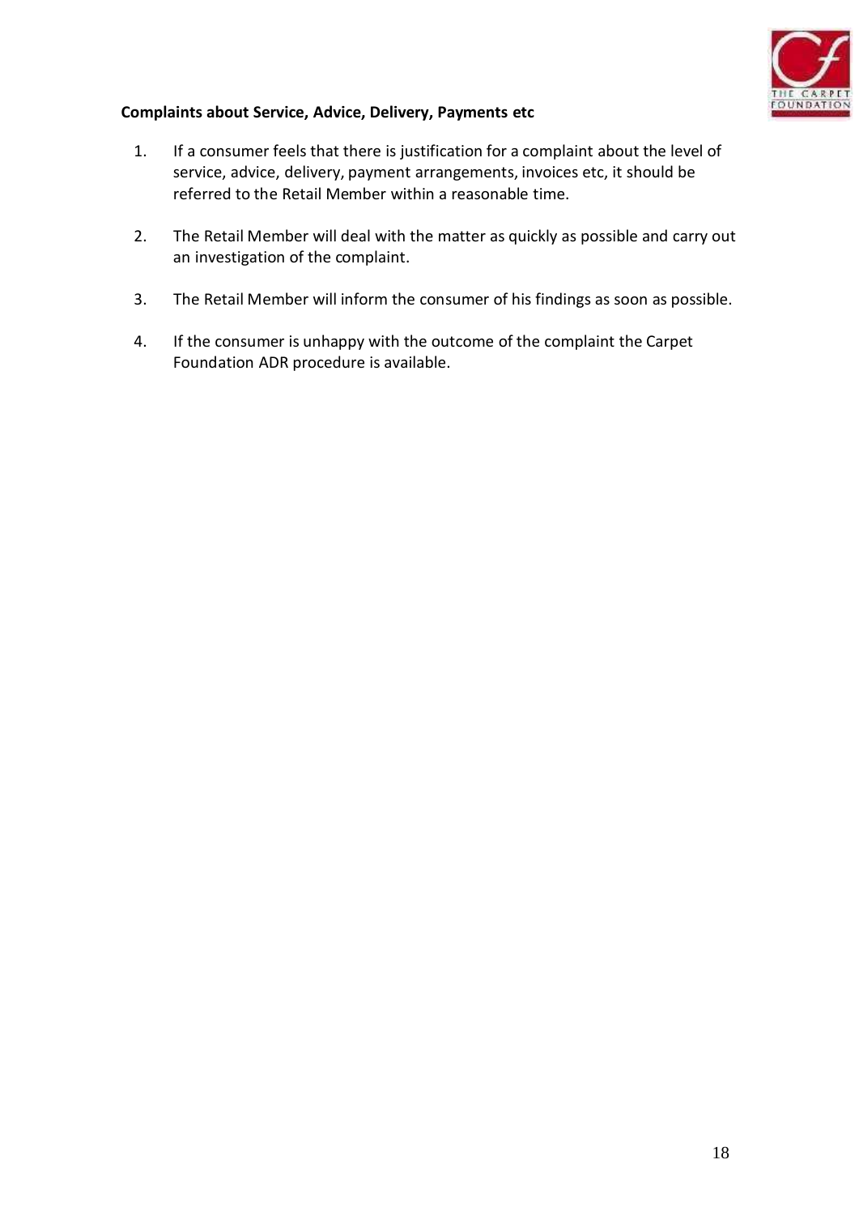**Complaints about Service, Advice, Delivery, Payments etc**

1. If a consumer feels that there is justification for a complaint about the level of service, advice, delivery, payment arrangements, invoices etc, it should be referred to the Retail Member within a reasonable time.

2. The Retail Member will deal with the matter as quickly as possible and carry out an investigation of the complaint.

3. The Retail Member will inform the consumer of his findings as soon as possible.

4. If the consumer is unhappy with the outcome of the complaint the Carpet Foundation ADR procedure is available.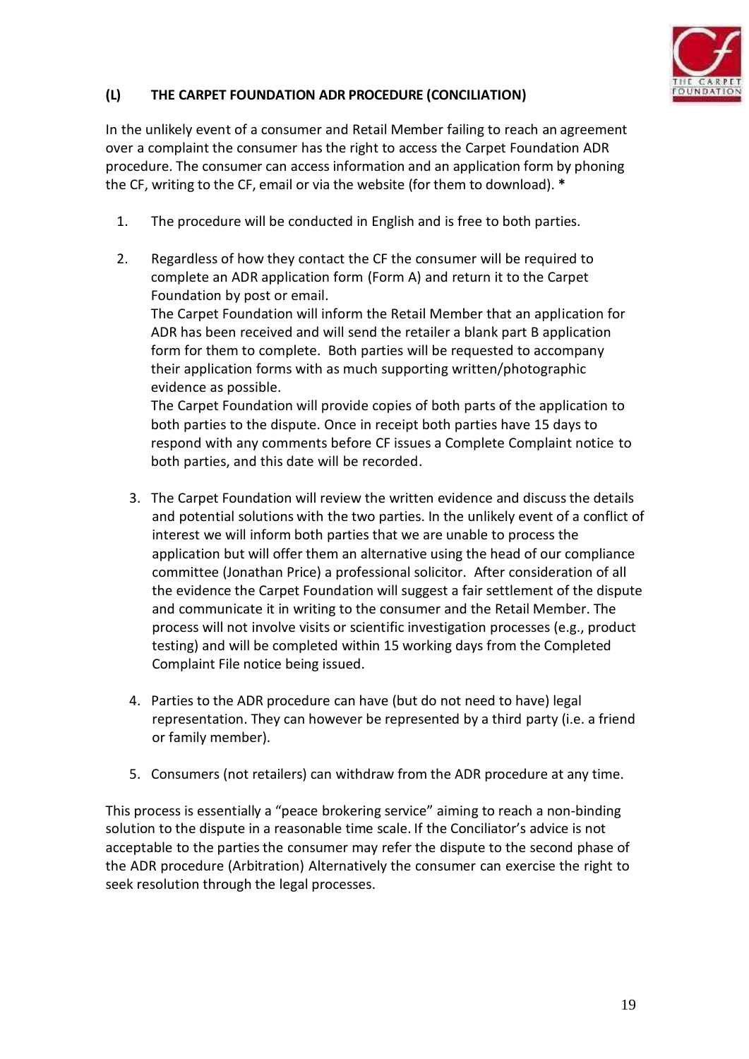## (L) THE CARPET FOUNDATION ADR PROCEDURE (CONCILIATION)

In the unlikely event of a consumer and Retail Member failing to reach an agreement over a complaint the consumer has the right to access the Carpet Foundation ADR procedure. The consumer can access information and an application form by phoning the CF, writing to the CF, email or via the website (for them to download). **\***

1. The procedure will be conducted in English and is free to both parties.

2. Regardless of how they contact the CF the consumer will be required to complete an ADR application form (Form A) and return it to the Carpet Foundation by post or email.
   The Carpet Foundation will inform the Retail Member that an application for ADR has been received and will send the retailer a blank part B application form for them to complete. Both parties will be requested to accompany their application forms with as much supporting written/photographic evidence as possible.
   The Carpet Foundation will provide copies of both parts of the application to both parties to the dispute. Once in receipt both parties have 15 days to respond with any comments before CF issues a Complete Complaint notice to both parties, and this date will be recorded.

3. The Carpet Foundation will review the written evidence and discuss the details and potential solutions with the two parties. In the unlikely event of a conflict of interest we will inform both parties that we are unable to process the application but will offer them an alternative using the head of our compliance committee (Jonathan Price) a professional solicitor. After consideration of all the evidence the Carpet Foundation will suggest a fair settlement of the dispute and communicate it in writing to the consumer and the Retail Member. The process will not involve visits or scientific investigation processes (e.g., product testing) and will be completed within 15 working days from the Completed Complaint File notice being issued.

4. Parties to the ADR procedure can have (but do not need to have) legal representation. They can however be represented by a third party (i.e. a friend or family member).

5. Consumers (not retailers) can withdraw from the ADR procedure at any time.

This process is essentially a "peace brokering service" aiming to reach a non-binding solution to the dispute in a reasonable time scale. If the Conciliator's advice is not acceptable to the parties the consumer may refer the dispute to the second phase of the ADR procedure (Arbitration) Alternatively the consumer can exercise the right to seek resolution through the legal processes.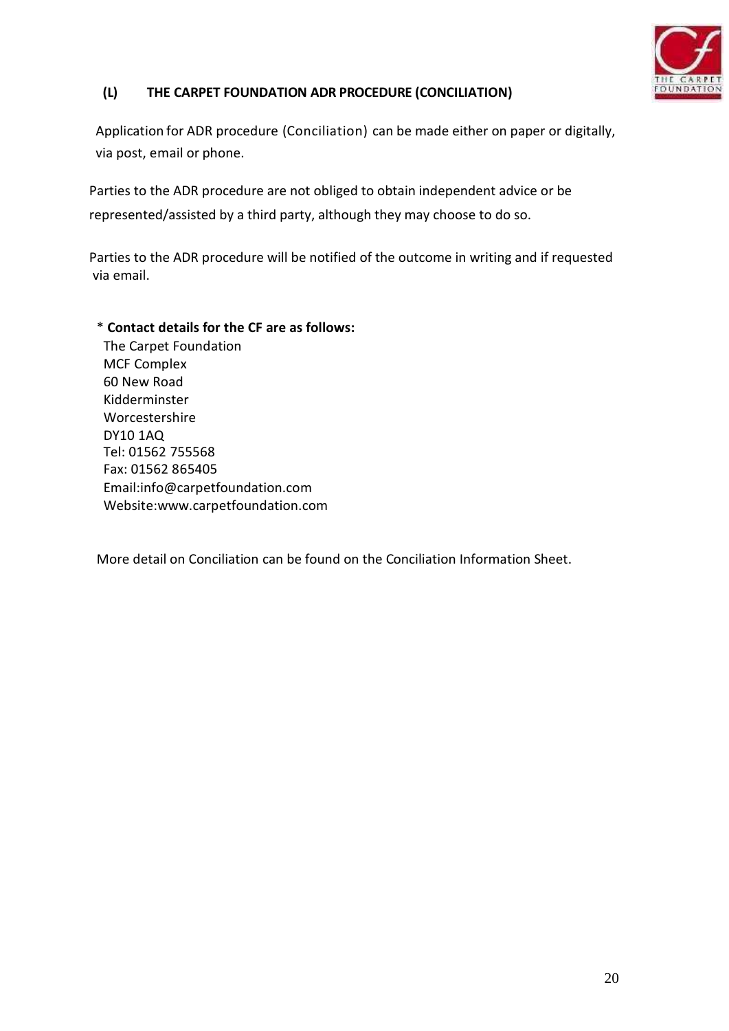## (L) THE CARPET FOUNDATION ADR PROCEDURE (CONCILIATION)

Application for ADR procedure (Conciliation) can be made either on paper or digitally, via post, email or phone.

Parties to the ADR procedure are not obliged to obtain independent advice or be represented/assisted by a third party, although they may choose to do so.

Parties to the ADR procedure will be notified of the outcome in writing and if requested via email.

* **Contact details for the CF are as follows:**

The Carpet Foundation
MCF Complex
60 New Road
Kidderminster
Worcestershire
DY10 1AQ
Tel: 01562 755568
Fax: 01562 865405
Email:info@carpetfoundation.com
Website:www.carpetfoundation.com

More detail on Conciliation can be found on the Conciliation Information Sheet.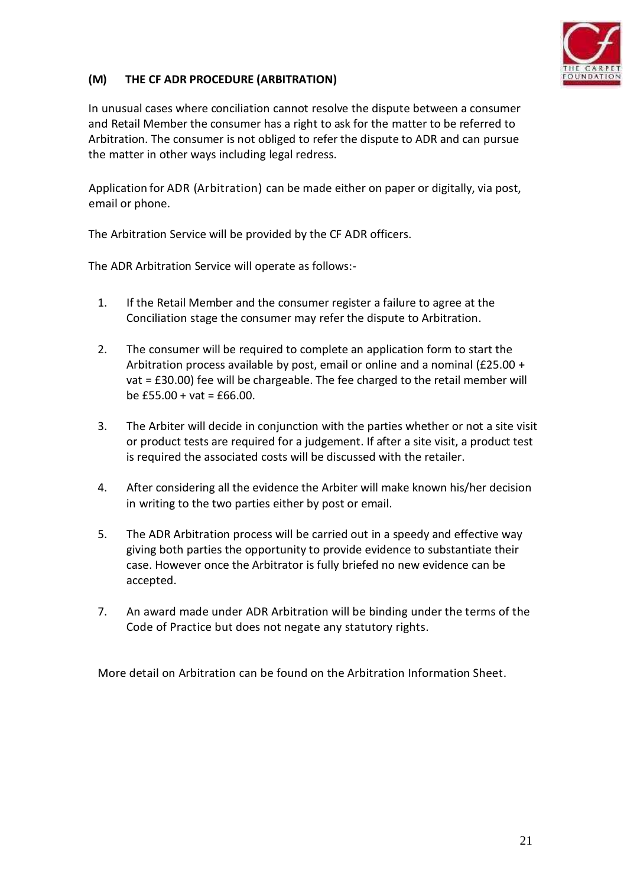## (M) THE CF ADR PROCEDURE (ARBITRATION)

In unusual cases where conciliation cannot resolve the dispute between a consumer and Retail Member the consumer has a right to ask for the matter to be referred to Arbitration. The consumer is not obliged to refer the dispute to ADR and can pursue the matter in other ways including legal redress.

Application for ADR (Arbitration) can be made either on paper or digitally, via post, email or phone.

The Arbitration Service will be provided by the CF ADR officers.

The ADR Arbitration Service will operate as follows:-

1. If the Retail Member and the consumer register a failure to agree at the Conciliation stage the consumer may refer the dispute to Arbitration.

2. The consumer will be required to complete an application form to start the Arbitration process available by post, email or online and a nominal (£25.00 + vat = £30.00) fee will be chargeable. The fee charged to the retail member will be £55.00 + vat = £66.00.

3. The Arbiter will decide in conjunction with the parties whether or not a site visit or product tests are required for a judgement. If after a site visit, a product test is required the associated costs will be discussed with the retailer.

4. After considering all the evidence the Arbiter will make known his/her decision in writing to the two parties either by post or email.

5. The ADR Arbitration process will be carried out in a speedy and effective way giving both parties the opportunity to provide evidence to substantiate their case. However once the Arbitrator is fully briefed no new evidence can be accepted.

7. An award made under ADR Arbitration will be binding under the terms of the Code of Practice but does not negate any statutory rights.

More detail on Arbitration can be found on the Arbitration Information Sheet.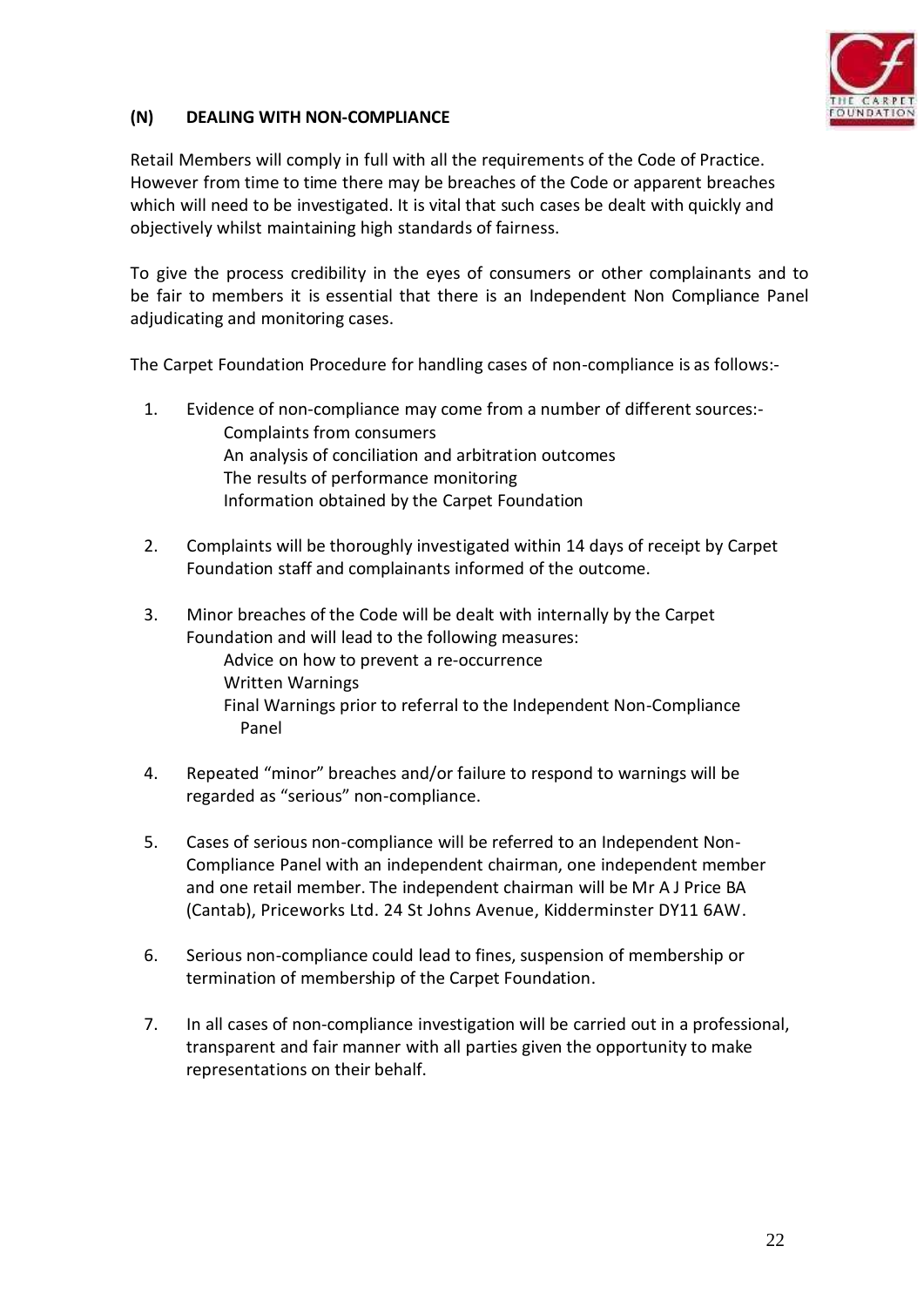## (N) DEALING WITH NON-COMPLIANCE

Retail Members will comply in full with all the requirements of the Code of Practice. However from time to time there may be breaches of the Code or apparent breaches which will need to be investigated. It is vital that such cases be dealt with quickly and objectively whilst maintaining high standards of fairness.

To give the process credibility in the eyes of consumers or other complainants and to be fair to members it is essential that there is an Independent Non Compliance Panel adjudicating and monitoring cases.

The Carpet Foundation Procedure for handling cases of non-compliance is as follows:-

1. Evidence of non-compliance may come from a number of different sources:-
   - Complaints from consumers
   - An analysis of conciliation and arbitration outcomes
   - The results of performance monitoring
   - Information obtained by the Carpet Foundation

2. Complaints will be thoroughly investigated within 14 days of receipt by Carpet Foundation staff and complainants informed of the outcome.

3. Minor breaches of the Code will be dealt with internally by the Carpet Foundation and will lead to the following measures:
   - Advice on how to prevent a re-occurrence
   - Written Warnings
   - Final Warnings prior to referral to the Independent Non-Compliance Panel

4. Repeated "minor" breaches and/or failure to respond to warnings will be regarded as "serious" non-compliance.

5. Cases of serious non-compliance will be referred to an Independent Non-Compliance Panel with an independent chairman, one independent member and one retail member. The independent chairman will be Mr A J Price BA (Cantab), Priceworks Ltd. 24 St Johns Avenue, Kidderminster DY11 6AW.

6. Serious non-compliance could lead to fines, suspension of membership or termination of membership of the Carpet Foundation.

7. In all cases of non-compliance investigation will be carried out in a professional, transparent and fair manner with all parties given the opportunity to make representations on their behalf.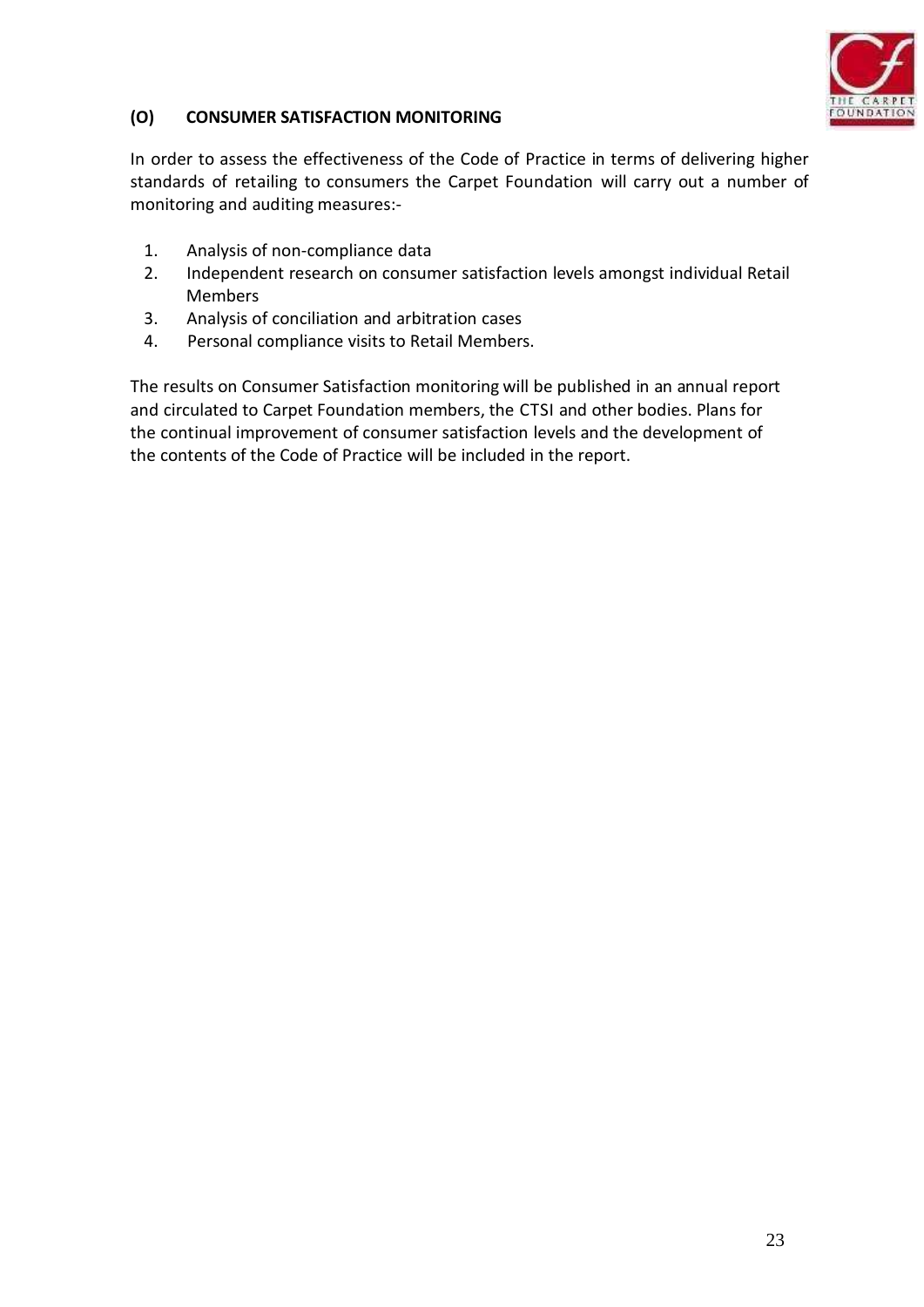## (O) CONSUMER SATISFACTION MONITORING

In order to assess the effectiveness of the Code of Practice in terms of delivering higher standards of retailing to consumers the Carpet Foundation will carry out a number of monitoring and auditing measures:-

1. Analysis of non-compliance data
2. Independent research on consumer satisfaction levels amongst individual Retail Members
3. Analysis of conciliation and arbitration cases
4. Personal compliance visits to Retail Members.

The results on Consumer Satisfaction monitoring will be published in an annual report and circulated to Carpet Foundation members, the CTSI and other bodies. Plans for the continual improvement of consumer satisfaction levels and the development of the contents of the Code of Practice will be included in the report.